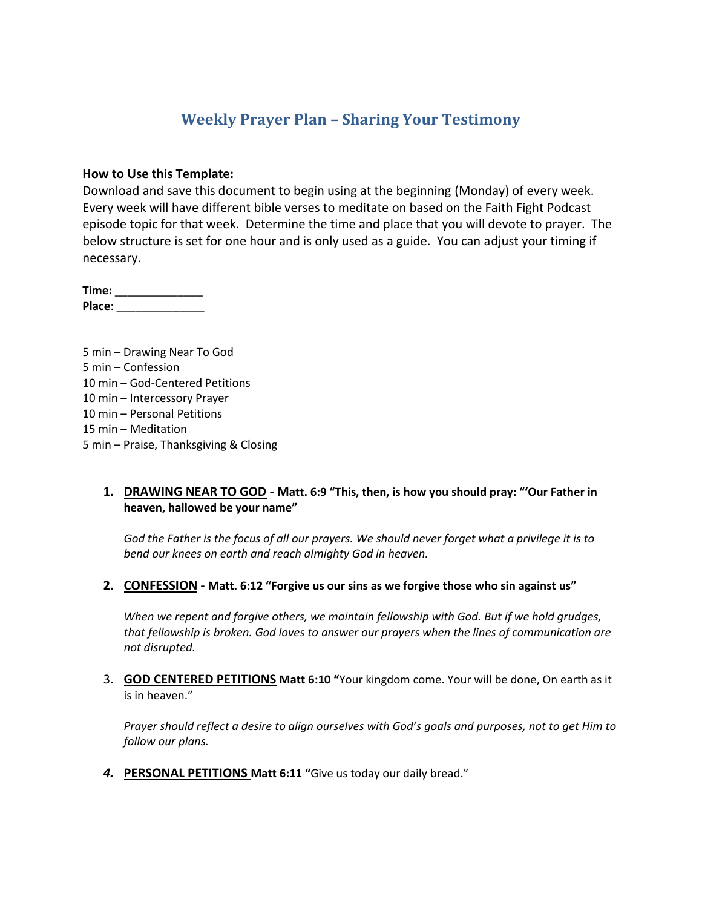# Weekly Prayer Plan – Sharing Your Testimony

**How to Use this Template:**
Download and save this document to begin using at the beginning (Monday) of every week. Every week will have different bible verses to meditate on based on the Faith Fight Podcast episode topic for that week. Determine the time and place that you will devote to prayer. The below structure is set for one hour and is only used as a guide. You can adjust your timing if necessary.

**Time:** ______________
**Place**: ______________

5 min – Drawing Near To God
5 min – Confession
10 min – God-Centered Petitions
10 min – Intercessory Prayer
10 min – Personal Petitions
15 min – Meditation
5 min – Praise, Thanksgiving & Closing

1. **DRAWING NEAR TO GOD - Matt. 6:9 "This, then, is how you should pray: "'Our Father in heaven, hallowed be your name"**

   *God the Father is the focus of all our prayers. We should never forget what a privilege it is to bend our knees on earth and reach almighty God in heaven.*

2. **CONFESSION - Matt. 6:12 "Forgive us our sins as we forgive those who sin against us"**

   *When we repent and forgive others, we maintain fellowship with God. But if we hold grudges, that fellowship is broken. God loves to answer our prayers when the lines of communication are not disrupted.*

3. **GOD CENTERED PETITIONS Matt 6:10 "**Your kingdom come. Your will be done, On earth as it is in heaven."

   *Prayer should reflect a desire to align ourselves with God's goals and purposes, not to get Him to follow our plans.*

4. **PERSONAL PETITIONS Matt 6:11 "**Give us today our daily bread."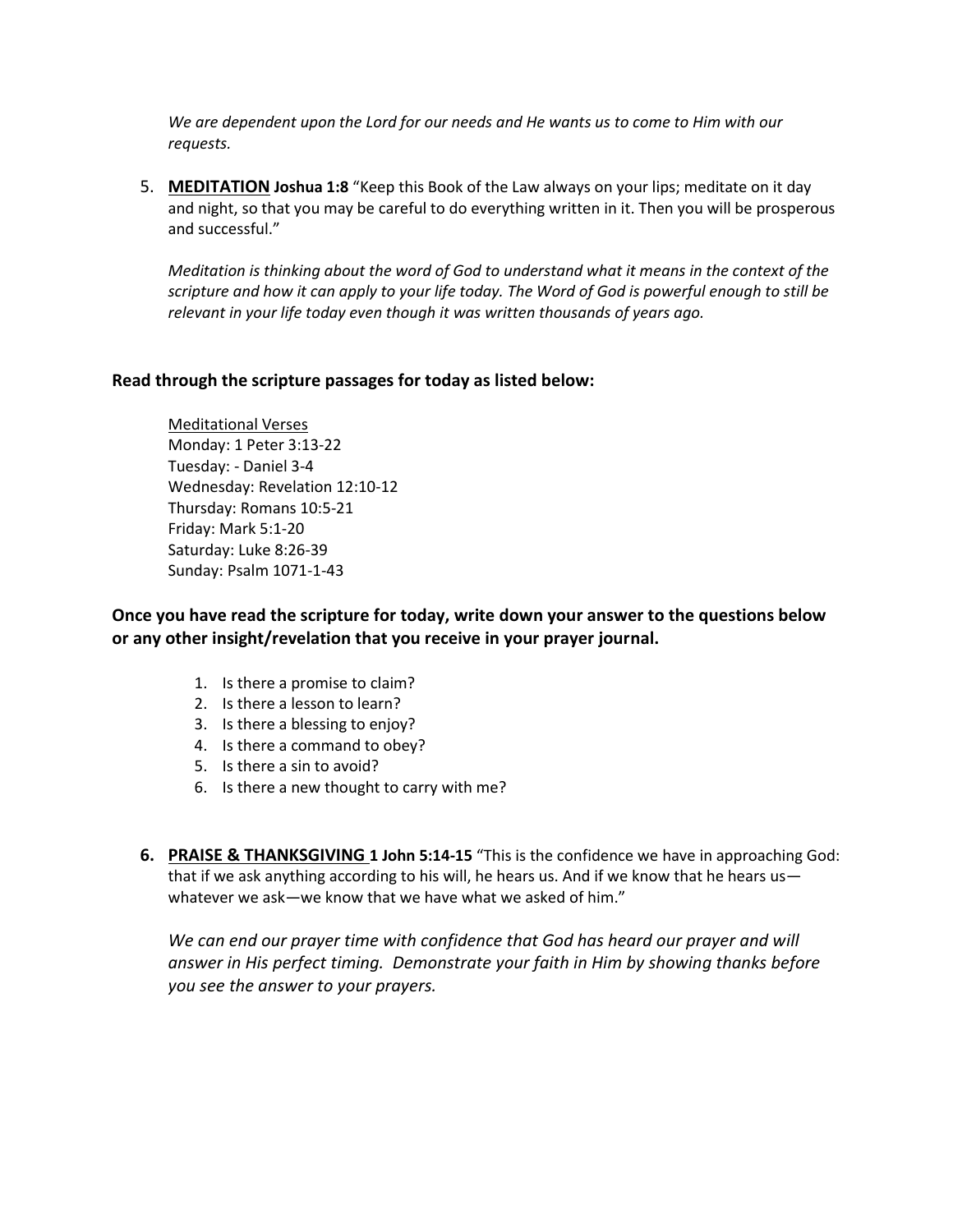*We are dependent upon the Lord for our needs and He wants us to come to Him with our requests.*

5. **MEDITATION** **Joshua 1:8** "Keep this Book of the Law always on your lips; meditate on it day and night, so that you may be careful to do everything written in it. Then you will be prosperous and successful."

   *Meditation is thinking about the word of God to understand what it means in the context of the scripture and how it can apply to your life today. The Word of God is powerful enough to still be relevant in your life today even though it was written thousands of years ago.*

**Read through the scripture passages for today as listed below:**

Meditational Verses
Monday: 1 Peter 3:13-22
Tuesday: - Daniel 3-4
Wednesday: Revelation 12:10-12
Thursday: Romans 10:5-21
Friday: Mark 5:1-20
Saturday: Luke 8:26-39
Sunday: Psalm 1071-1-43

**Once you have read the scripture for today, write down your answer to the questions below or any other insight/revelation that you receive in your prayer journal.**

1. Is there a promise to claim?
2. Is there a lesson to learn?
3. Is there a blessing to enjoy?
4. Is there a command to obey?
5. Is there a sin to avoid?
6. Is there a new thought to carry with me?

6. **PRAISE & THANKSGIVING** **1 John 5:14-15** "This is the confidence we have in approaching God: that if we ask anything according to his will, he hears us. And if we know that he hears us—whatever we ask—we know that we have what we asked of him."

   *We can end our prayer time with confidence that God has heard our prayer and will answer in His perfect timing. Demonstrate your faith in Him by showing thanks before you see the answer to your prayers.*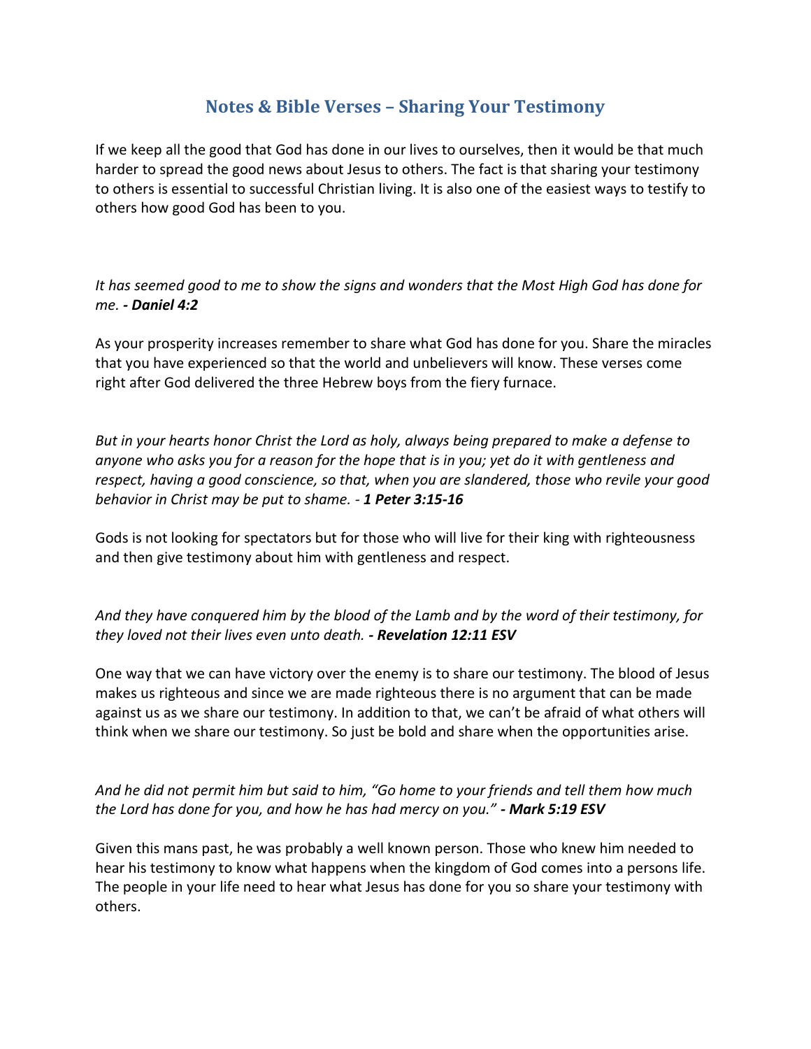## Notes & Bible Verses – Sharing Your Testimony

If we keep all the good that God has done in our lives to ourselves, then it would be that much harder to spread the good news about Jesus to others. The fact is that sharing your testimony to others is essential to successful Christian living. It is also one of the easiest ways to testify to others how good God has been to you.

*It has seemed good to me to show the signs and wonders that the Most High God has done for me. **- Daniel 4:2***

As your prosperity increases remember to share what God has done for you. Share the miracles that you have experienced so that the world and unbelievers will know. These verses come right after God delivered the three Hebrew boys from the fiery furnace.

*But in your hearts honor Christ the Lord as holy, always being prepared to make a defense to anyone who asks you for a reason for the hope that is in you; yet do it with gentleness and respect, having a good conscience, so that, when you are slandered, those who revile your good behavior in Christ may be put to shame. - **1 Peter 3:15-16***

Gods is not looking for spectators but for those who will live for their king with righteousness and then give testimony about him with gentleness and respect.

*And they have conquered him by the blood of the Lamb and by the word of their testimony, for they loved not their lives even unto death. **- Revelation 12:11 ESV***

One way that we can have victory over the enemy is to share our testimony. The blood of Jesus makes us righteous and since we are made righteous there is no argument that can be made against us as we share our testimony. In addition to that, we can't be afraid of what others will think when we share our testimony. So just be bold and share when the opportunities arise.

*And he did not permit him but said to him, "Go home to your friends and tell them how much the Lord has done for you, and how he has had mercy on you." **- Mark 5:19 ESV***

Given this mans past, he was probably a well known person. Those who knew him needed to hear his testimony to know what happens when the kingdom of God comes into a persons life. The people in your life need to hear what Jesus has done for you so share your testimony with others.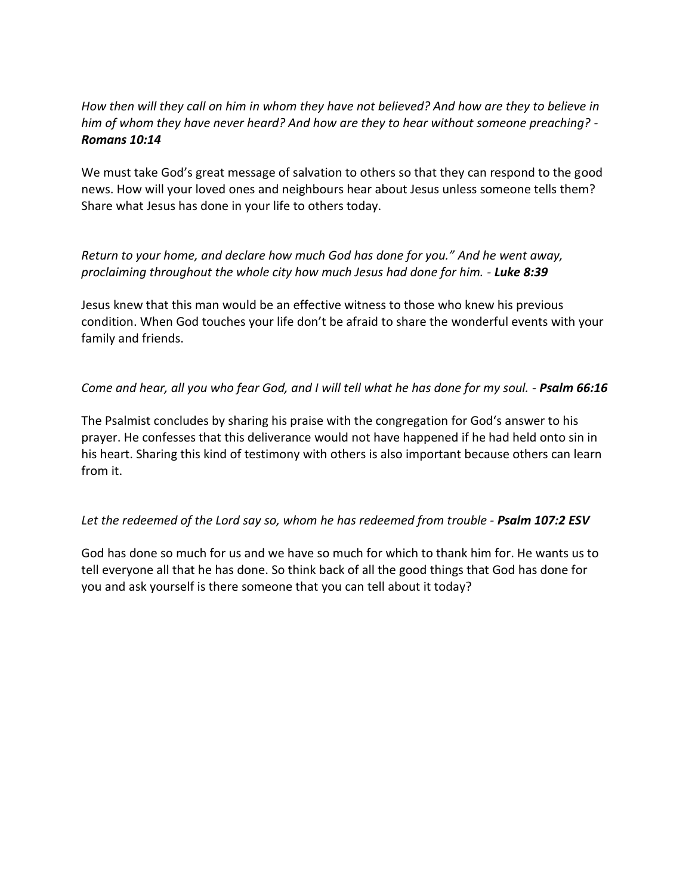*How then will they call on him in whom they have not believed? And how are they to believe in him of whom they have never heard? And how are they to hear without someone preaching? -* ***Romans 10:14***

We must take God's great message of salvation to others so that they can respond to the good news. How will your loved ones and neighbours hear about Jesus unless someone tells them? Share what Jesus has done in your life to others today.

*Return to your home, and declare how much God has done for you." And he went away, proclaiming throughout the whole city how much Jesus had done for him. -* ***Luke 8:39***

Jesus knew that this man would be an effective witness to those who knew his previous condition. When God touches your life don't be afraid to share the wonderful events with your family and friends.

*Come and hear, all you who fear God, and I will tell what he has done for my soul. -* ***Psalm 66:16***

The Psalmist concludes by sharing his praise with the congregation for God's answer to his prayer. He confesses that this deliverance would not have happened if he had held onto sin in his heart. Sharing this kind of testimony with others is also important because others can learn from it.

*Let the redeemed of the Lord say so, whom he has redeemed from trouble -* ***Psalm 107:2 ESV***

God has done so much for us and we have so much for which to thank him for. He wants us to tell everyone all that he has done. So think back of all the good things that God has done for you and ask yourself is there someone that you can tell about it today?